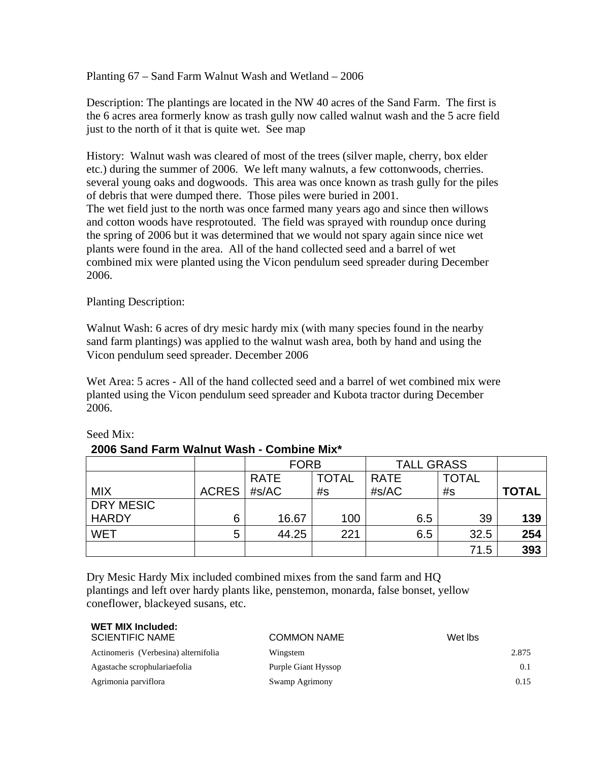Planting 67 – Sand Farm Walnut Wash and Wetland – 2006

Description: The plantings are located in the NW 40 acres of the Sand Farm. The first is the 6 acres area formerly know as trash gully now called walnut wash and the 5 acre field just to the north of it that is quite wet. See map

History: Walnut wash was cleared of most of the trees (silver maple, cherry, box elder etc.) during the summer of 2006. We left many walnuts, a few cottonwoods, cherries. several young oaks and dogwoods. This area was once known as trash gully for the piles of debris that were dumped there. Those piles were buried in 2001.
The wet field just to the north was once farmed many years ago and since then willows and cotton woods have resprotouted. The field was sprayed with roundup once during the spring of 2006 but it was determined that we would not spary again since nice wet plants were found in the area. All of the hand collected seed and a barrel of wet combined mix were planted using the Vicon pendulum seed spreader during December 2006.

Planting Description:

Walnut Wash: 6 acres of dry mesic hardy mix (with many species found in the nearby sand farm plantings) was applied to the walnut wash area, both by hand and using the Vicon pendulum seed spreader. December 2006

Wet Area: 5 acres - All of the hand collected seed and a barrel of wet combined mix were planted using the Vicon pendulum seed spreader and Kubota tractor during December 2006.

Seed Mix:

**2006 Sand Farm Walnut Wash - Combine Mix***

| | | FORB | | TALL GRASS | | |
|---|---|---|---|---|---|---|
| MIX | ACRES | RATE #s/AC | TOTAL #s | RATE #s/AC | TOTAL #s | **TOTAL** |
| DRY MESIC HARDY | 6 | 16.67 | 100 | 6.5 | 39 | **139** |
| WET | 5 | 44.25 | 221 | 6.5 | 32.5 | **254** |
| | | | | | 71.5 | **393** |

Dry Mesic Hardy Mix included combined mixes from the sand farm and HQ plantings and left over hardy plants like, penstemon, monarda, false bonset, yellow coneflower, blackeyed susans, etc.

**WET MIX Included:**

| SCIENTIFIC NAME | COMMON NAME | Wet lbs |
|---|---|---|
| Actinomeris (Verbesina) alternifolia | Wingstem | 2.875 |
| Agastache scrophulariaefolia | Purple Giant Hyssop | 0.1 |
| Agrimonia parviflora | Swamp Agrimony | 0.15 |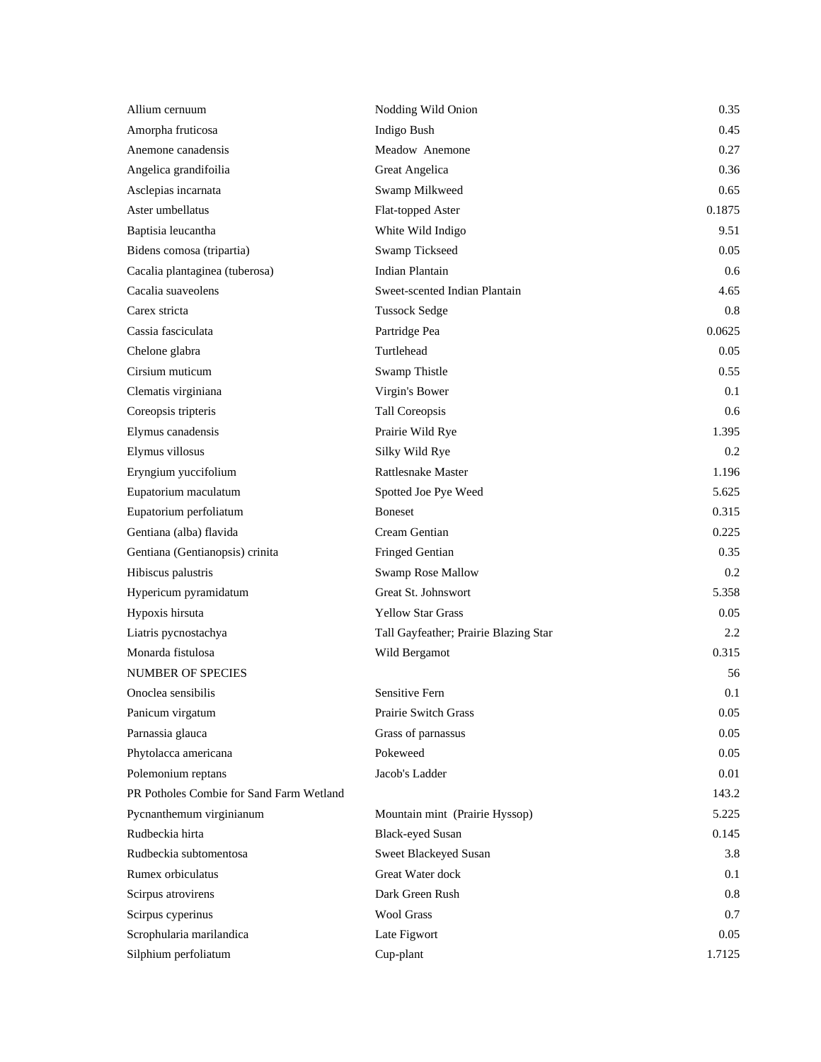| | | |
|---|---|---|
| Allium cernuum | Nodding Wild Onion | 0.35 |
| Amorpha fruticosa | Indigo Bush | 0.45 |
| Anemone canadensis | Meadow  Anemone | 0.27 |
| Angelica grandifoilia | Great Angelica | 0.36 |
| Asclepias incarnata | Swamp Milkweed | 0.65 |
| Aster umbellatus | Flat-topped Aster | 0.1875 |
| Baptisia leucantha | White Wild Indigo | 9.51 |
| Bidens comosa (tripartia) | Swamp Tickseed | 0.05 |
| Cacalia plantaginea (tuberosa) | Indian Plantain | 0.6 |
| Cacalia suaveolens | Sweet-scented Indian Plantain | 4.65 |
| Carex stricta | Tussock Sedge | 0.8 |
| Cassia fasciculata | Partridge Pea | 0.0625 |
| Chelone glabra | Turtlehead | 0.05 |
| Cirsium muticum | Swamp Thistle | 0.55 |
| Clematis virginiana | Virgin's Bower | 0.1 |
| Coreopsis tripteris | Tall Coreopsis | 0.6 |
| Elymus canadensis | Prairie Wild Rye | 1.395 |
| Elymus villosus | Silky Wild Rye | 0.2 |
| Eryngium yuccifolium | Rattlesnake Master | 1.196 |
| Eupatorium maculatum | Spotted Joe Pye Weed | 5.625 |
| Eupatorium perfoliatum | Boneset | 0.315 |
| Gentiana (alba) flavida | Cream Gentian | 0.225 |
| Gentiana (Gentianopsis) crinita | Fringed Gentian | 0.35 |
| Hibiscus palustris | Swamp Rose Mallow | 0.2 |
| Hypericum pyramidatum | Great St. Johnswort | 5.358 |
| Hypoxis hirsuta | Yellow Star Grass | 0.05 |
| Liatris pycnostachya | Tall Gayfeather; Prairie Blazing Star | 2.2 |
| Monarda fistulosa | Wild Bergamot | 0.315 |
| NUMBER OF SPECIES | | 56 |
| Onoclea sensibilis | Sensitive Fern | 0.1 |
| Panicum virgatum | Prairie Switch Grass | 0.05 |
| Parnassia glauca | Grass of parnassus | 0.05 |
| Phytolacca americana | Pokeweed | 0.05 |
| Polemonium reptans | Jacob's Ladder | 0.01 |
| PR Potholes Combie for Sand Farm Wetland | | 143.2 |
| Pycnanthemum virginianum | Mountain mint  (Prairie Hyssop) | 5.225 |
| Rudbeckia hirta | Black-eyed Susan | 0.145 |
| Rudbeckia subtomentosa | Sweet Blackeyed Susan | 3.8 |
| Rumex orbiculatus | Great Water dock | 0.1 |
| Scirpus atrovirens | Dark Green Rush | 0.8 |
| Scirpus cyperinus | Wool Grass | 0.7 |
| Scrophularia marilandica | Late Figwort | 0.05 |
| Silphium perfoliatum | Cup-plant | 1.7125 |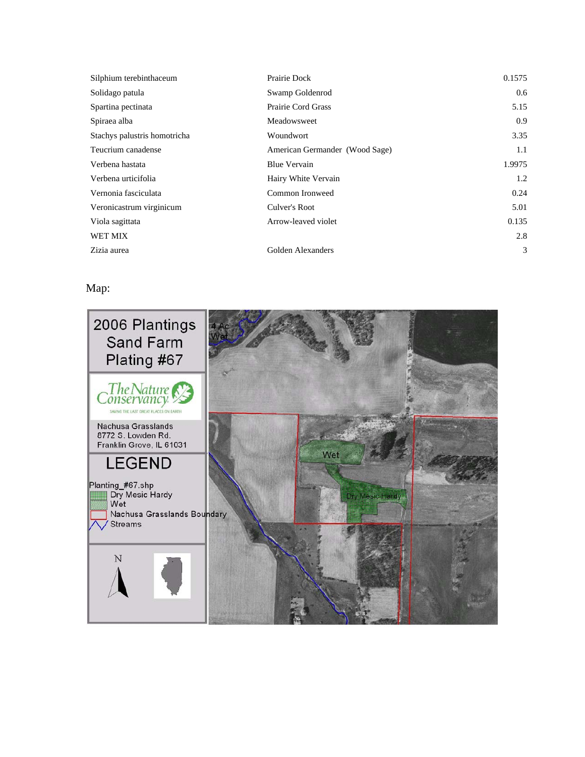| | | |
|---|---|---|
| Silphium terebinthaceum | Prairie Dock | 0.1575 |
| Solidago patula | Swamp Goldenrod | 0.6 |
| Spartina pectinata | Prairie Cord Grass | 5.15 |
| Spiraea alba | Meadowsweet | 0.9 |
| Stachys palustris homotricha | Woundwort | 3.35 |
| Teucrium canadense | American Germander (Wood Sage) | 1.1 |
| Verbena hastata | Blue Vervain | 1.9975 |
| Verbena urticifolia | Hairy White Vervain | 1.2 |
| Vernonia fasciculata | Common Ironweed | 0.24 |
| Veronicastrum virginicum | Culver's Root | 5.01 |
| Viola sagittata | Arrow-leaved violet | 0.135 |
| WET MIX | | 2.8 |
| Zizia aurea | Golden Alexanders | 3 |

Map:

2006 Plantings
Sand Farm
Plating #67

The Nature Conservancy
SAVING THE LAST GREAT PLACES ON EARTH

Nachusa Grasslands
8772 S. Lowden Rd.
Franklin Grove, IL 61031

LEGEND

Planting_#67.shp
Dry Mesic Hardy
Wet
Nachusa Grasslands Boundary
Streams

N

4 Ac
Wet

Wet

Dry Mesic Hardy